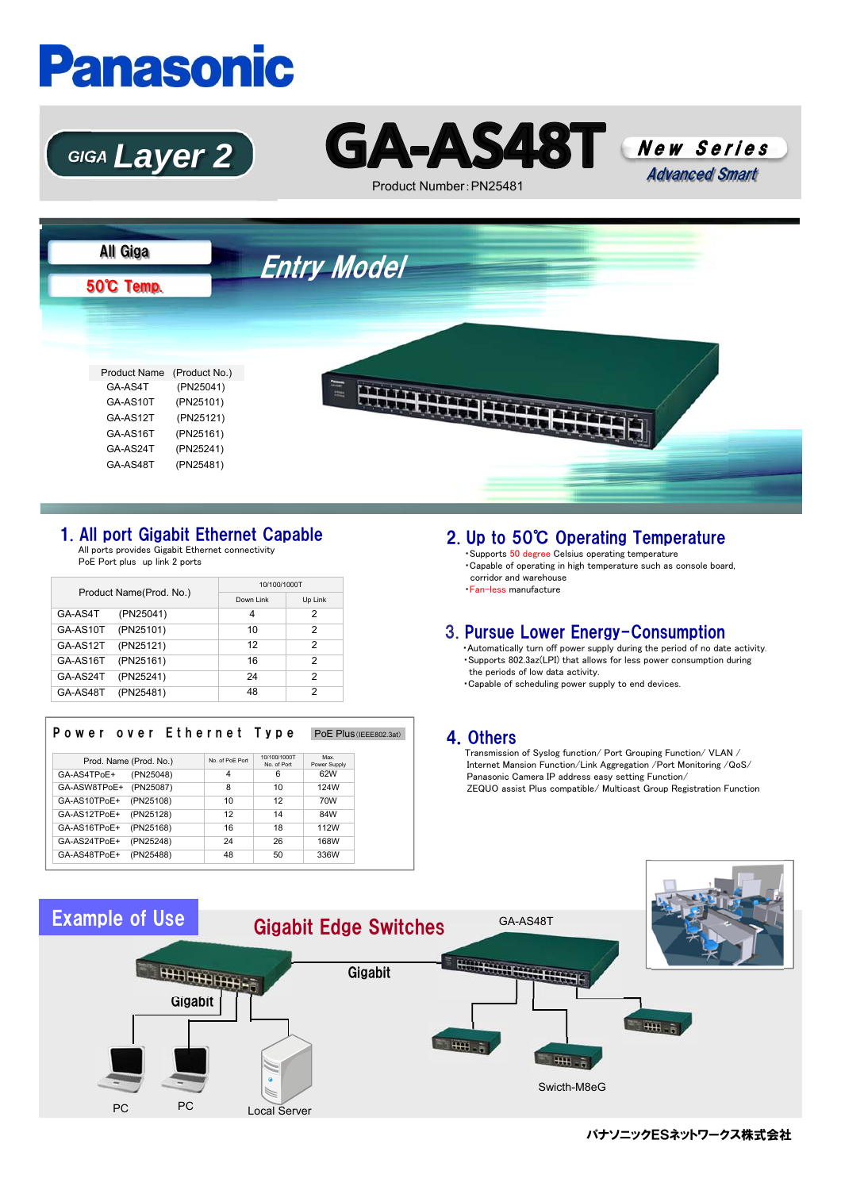# Panasonic

GIGA Layer 2

# GA-AS48T

Product Number: PN25481

New Series

Advanced Smart

All Giga

50℃ Temp.

Entry Model

| Product Name | (Product No.) |
|---|---|
| GA-AS4T | (PN25041) |
| GA-AS10T | (PN25101) |
| GA-AS12T | (PN25121) |
| GA-AS16T | (PN25161) |
| GA-AS24T | (PN25241) |
| GA-AS48T | (PN25481) |

## 1. All port Gigabit Ethernet Capable

All ports provides Gigabit Ethernet connectivity
PoE Port plus up link 2 ports

| Product Name(Prod. No.) | 10/100/1000T | |
|---|---|---|
| | Down Link | Up Link |
| GA-AS4T (PN25041) | 4 | 2 |
| GA-AS10T (PN25101) | 10 | 2 |
| GA-AS12T (PN25121) | 12 | 2 |
| GA-AS16T (PN25161) | 16 | 2 |
| GA-AS24T (PN25241) | 24 | 2 |
| GA-AS48T (PN25481) | 48 | 2 |

### Power over Ethernet Type

PoE Plus (IEEE802.3at)

| Prod. Name (Prod. No.) | No. of PoE Port | 10/100/1000T No. of Port | Max. Power Supply |
|---|---|---|---|
| GA-AS4TPoE+ (PN25048) | 4 | 6 | 62W |
| GA-ASW8TPoE+ (PN25087) | 8 | 10 | 124W |
| GA-AS10TPoE+ (PN25108) | 10 | 12 | 70W |
| GA-AS12TPoE+ (PN25128) | 12 | 14 | 84W |
| GA-AS16TPoE+ (PN25168) | 16 | 18 | 112W |
| GA-AS24TPoE+ (PN25248) | 24 | 26 | 168W |
| GA-AS48TPoE+ (PN25488) | 48 | 50 | 336W |

## 2. Up to 50℃ Operating Temperature

- Supports 50 degree Celsius operating temperature
- Capable of operating in high temperature such as console board, corridor and warehouse
- Fan-less manufacture

## 3. Pursue Lower Energy-Consumption

- Automatically turn off power supply during the period of no date activity.
- Supports 802.3az(LPI) that allows for less power consumption during the periods of low data activity.
- Capable of scheduling power supply to end devices.

## 4. Others

Transmission of Syslog function/ Port Grouping Function/ VLAN / Internet Mansion Function/Link Aggregation /Port Monitoring /QoS/ Panasonic Camera IP address easy setting Function/ ZEQUO assist Plus compatible/ Multicast Group Registration Function

## Example of Use

Gigabit Edge Switches

GA-AS48T

Gigabit

Gigabit

PC

PC

Local Server

Switch-M8eG

パナソニックESネットワークス株式会社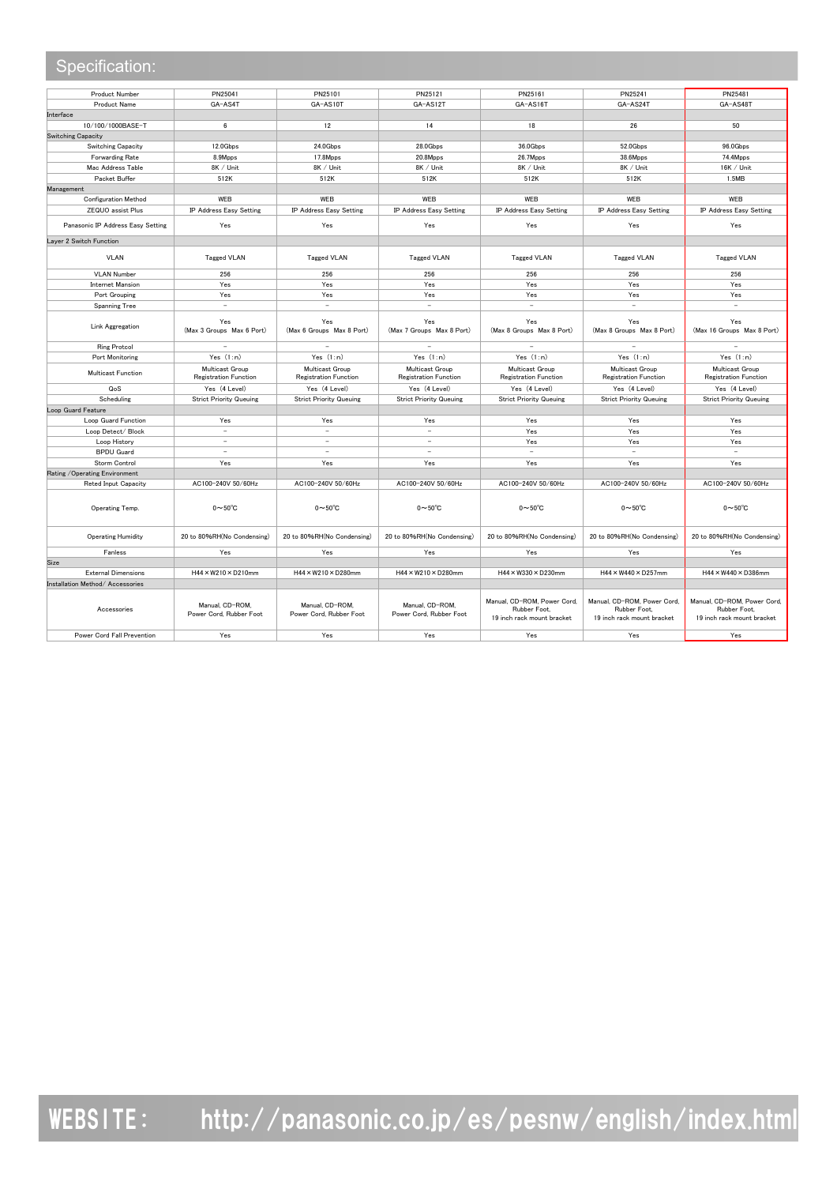## Specification:

| Product Number | PN25041 | PN25101 | PN25121 | PN25161 | PN25241 | PN25481 |
|---|---|---|---|---|---|---|
| Product Name | GA-AS4T | GA-AS10T | GA-AS12T | GA-AS16T | GA-AS24T | GA-AS48T |
| Interface | | | | | | |
| 10/100/1000BASE-T | 6 | 12 | 14 | 18 | 26 | 50 |
| Switching Capacity | | | | | | |
| Switching Capacity | 12.0Gbps | 24.0Gbps | 28.0Gbps | 36.0Gbps | 52.0Gbps | 96.0Gbps |
| Forwarding Rate | 8.9Mpps | 17.8Mpps | 20.8Mpps | 26.7Mpps | 38.6Mpps | 74.4Mpps |
| Mac Address Table | 8K / Unit | 8K / Unit | 8K / Unit | 8K / Unit | 8K / Unit | 16K / Unit |
| Packet Buffer | 512K | 512K | 512K | 512K | 512K | 1.5MB |
| Management | | | | | | |
| Configuration Method | WEB | WEB | WEB | WEB | WEB | WEB |
| ZEQUO assist Plus | IP Address Easy Setting | IP Address Easy Setting | IP Address Easy Setting | IP Address Easy Setting | IP Address Easy Setting | IP Address Easy Setting |
| Panasonic IP Address Easy Setting | Yes | Yes | Yes | Yes | Yes | Yes |
| Layer 2 Switch Function | | | | | | |
| VLAN | Tagged VLAN | Tagged VLAN | Tagged VLAN | Tagged VLAN | Tagged VLAN | Tagged VLAN |
| VLAN Number | 256 | 256 | 256 | 256 | 256 | 256 |
| Internet Mansion | Yes | Yes | Yes | Yes | Yes | Yes |
| Port Grouping | Yes | Yes | Yes | Yes | Yes | Yes |
| Spanning Tree | – | – | – | – | – | – |
| Link Aggregation | Yes (Max 3 Groups Max 6 Port) | Yes (Max 6 Groups Max 8 Port) | Yes (Max 7 Groups Max 8 Port) | Yes (Max 8 Groups Max 8 Port) | Yes (Max 8 Groups Max 8 Port) | Yes (Max 16 Groups Max 8 Port) |
| Ring Protcol | – | – | – | – | – | – |
| Port Monitoring | Yes (1:n) | Yes (1:n) | Yes (1:n) | Yes (1:n) | Yes (1:n) | Yes (1:n) |
| Multicast Function | Multicast Group Registration Function | Multicast Group Registration Function | Multicast Group Registration Function | Multicast Group Registration Function | Multicast Group Registration Function | Multicast Group Registration Function |
| QoS | Yes (4 Level) | Yes (4 Level) | Yes (4 Level) | Yes (4 Level) | Yes (4 Level) | Yes (4 Level) |
| Scheduling | Strict Priority Queuing | Strict Priority Queuing | Strict Priority Queuing | Strict Priority Queuing | Strict Priority Queuing | Strict Priority Queuing |
| Loop Guard Feature | | | | | | |
| Loop Guard Function | Yes | Yes | Yes | Yes | Yes | Yes |
| Loop Detect/ Block | – | – | – | Yes | Yes | Yes |
| Loop History | – | – | – | Yes | Yes | Yes |
| BPDU Guard | – | – | – | – | – | – |
| Storm Control | Yes | Yes | Yes | Yes | Yes | Yes |
| Rating /Operating Environment | | | | | | |
| Reted Input Capacity | AC100-240V 50/60Hz | AC100-240V 50/60Hz | AC100-240V 50/60Hz | AC100-240V 50/60Hz | AC100-240V 50/60Hz | AC100-240V 50/60Hz |
| Operating Temp. | 0～50℃ | 0～50℃ | 0～50℃ | 0～50℃ | 0～50℃ | 0～50℃ |
| Operating Humidity | 20 to 80%RH(No Condensing) | 20 to 80%RH(No Condensing) | 20 to 80%RH(No Condensing) | 20 to 80%RH(No Condensing) | 20 to 80%RH(No Condensing) | 20 to 80%RH(No Condensing) |
| Fanless | Yes | Yes | Yes | Yes | Yes | Yes |
| Size | | | | | | |
| External Dimensions | H44×W210×D210mm | H44×W210×D280mm | H44×W210×D280mm | H44×W330×D230mm | H44×W440×D257mm | H44×W440×D386mm |
| Installation Method/ Accessories | | | | | | |
| Accessories | Manual, CD-ROM, Power Cord, Rubber Foot | Manual, CD-ROM, Power Cord, Rubber Foot | Manual, CD-ROM, Power Cord, Rubber Foot | Manual, CD-ROM, Power Cord, Rubber Foot, 19 inch rack mount bracket | Manual, CD-ROM, Power Cord, Rubber Foot, 19 inch rack mount bracket | Manual, CD-ROM, Power Cord, Rubber Foot, 19 inch rack mount bracket |
| Power Cord Fall Prevention | Yes | Yes | Yes | Yes | Yes | Yes |

WEBSITE: http://panasonic.co.jp/es/pesnw/english/index.html